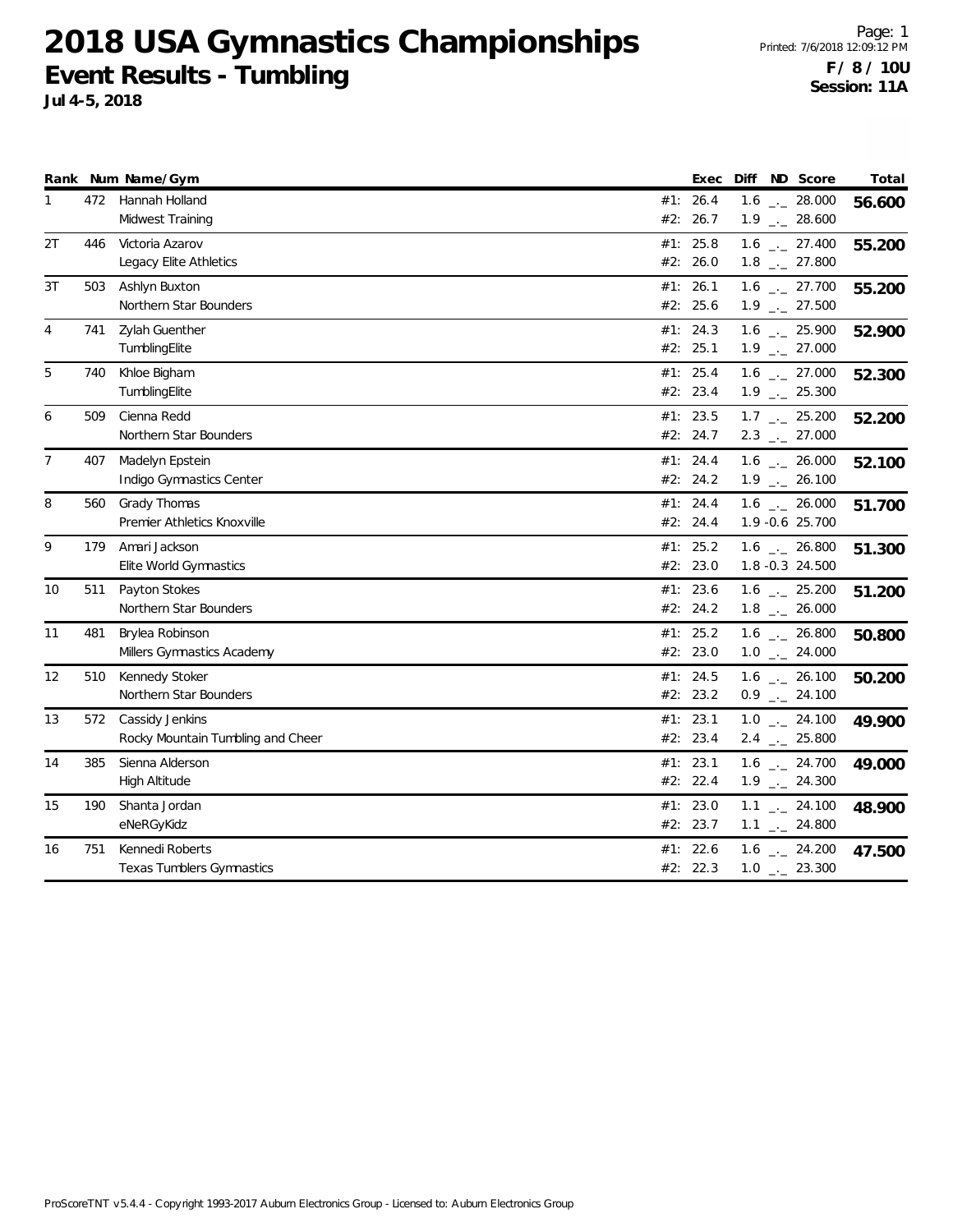# 2018 USA Gymnastics Championships

## Event Results - Tumbling

**Jul 4-5, 2018**

Printed: 7/6/2018 12:09:12 PM

**F / 8 / 10U**
**Session: 11A**

| Rank | Num | Name/Gym | | Exec | Diff | ND | Score | Total |
|---|---|---|---|---|---|---|---|---|
| 1 | 472 | Hannah Holland | #1: | 26.4 | 1.6 | _._ | 28.000 | **56.600** |
| | | Midwest Training | #2: | 26.7 | 1.9 | _._ | 28.600 | |
| 2T | 446 | Victoria Azarov | #1: | 25.8 | 1.6 | _._ | 27.400 | **55.200** |
| | | Legacy Elite Athletics | #2: | 26.0 | 1.8 | _._ | 27.800 | |
| 3T | 503 | Ashlyn Buxton | #1: | 26.1 | 1.6 | _._ | 27.700 | **55.200** |
| | | Northern Star Bounders | #2: | 25.6 | 1.9 | _._ | 27.500 | |
| 4 | 741 | Zylah Guenther | #1: | 24.3 | 1.6 | _._ | 25.900 | **52.900** |
| | | TumblingElite | #2: | 25.1 | 1.9 | _._ | 27.000 | |
| 5 | 740 | Khloe Bigham | #1: | 25.4 | 1.6 | _._ | 27.000 | **52.300** |
| | | TumblingElite | #2: | 23.4 | 1.9 | _._ | 25.300 | |
| 6 | 509 | Cienna Redd | #1: | 23.5 | 1.7 | _._ | 25.200 | **52.200** |
| | | Northern Star Bounders | #2: | 24.7 | 2.3 | _._ | 27.000 | |
| 7 | 407 | Madelyn Epstein | #1: | 24.4 | 1.6 | _._ | 26.000 | **52.100** |
| | | Indigo Gymnastics Center | #2: | 24.2 | 1.9 | _._ | 26.100 | |
| 8 | 560 | Grady Thomas | #1: | 24.4 | 1.6 | _._ | 26.000 | **51.700** |
| | | Premier Athletics Knoxville | #2: | 24.4 | 1.9 | -0.6 | 25.700 | |
| 9 | 179 | Amari Jackson | #1: | 25.2 | 1.6 | _._ | 26.800 | **51.300** |
| | | Elite World Gymnastics | #2: | 23.0 | 1.8 | -0.3 | 24.500 | |
| 10 | 511 | Payton Stokes | #1: | 23.6 | 1.6 | _._ | 25.200 | **51.200** |
| | | Northern Star Bounders | #2: | 24.2 | 1.8 | _._ | 26.000 | |
| 11 | 481 | Brylea Robinson | #1: | 25.2 | 1.6 | _._ | 26.800 | **50.800** |
| | | Millers Gymnastics Academy | #2: | 23.0 | 1.0 | _._ | 24.000 | |
| 12 | 510 | Kennedy Stoker | #1: | 24.5 | 1.6 | _._ | 26.100 | **50.200** |
| | | Northern Star Bounders | #2: | 23.2 | 0.9 | _._ | 24.100 | |
| 13 | 572 | Cassidy Jenkins | #1: | 23.1 | 1.0 | _._ | 24.100 | **49.900** |
| | | Rocky Mountain Tumbling and Cheer | #2: | 23.4 | 2.4 | _._ | 25.800 | |
| 14 | 385 | Sienna Alderson | #1: | 23.1 | 1.6 | _._ | 24.700 | **49.000** |
| | | High Altitude | #2: | 22.4 | 1.9 | _._ | 24.300 | |
| 15 | 190 | Shanta Jordan | #1: | 23.0 | 1.1 | _._ | 24.100 | **48.900** |
| | | eNeRGyKidz | #2: | 23.7 | 1.1 | _._ | 24.800 | |
| 16 | 751 | Kennedi Roberts | #1: | 22.6 | 1.6 | _._ | 24.200 | **47.500** |
| | | Texas Tumblers Gymnastics | #2: | 22.3 | 1.0 | _._ | 23.300 | |

ProScoreTNT v5.4.4 - Copyright 1993-2017 Auburn Electronics Group - Licensed to: Auburn Electronics Group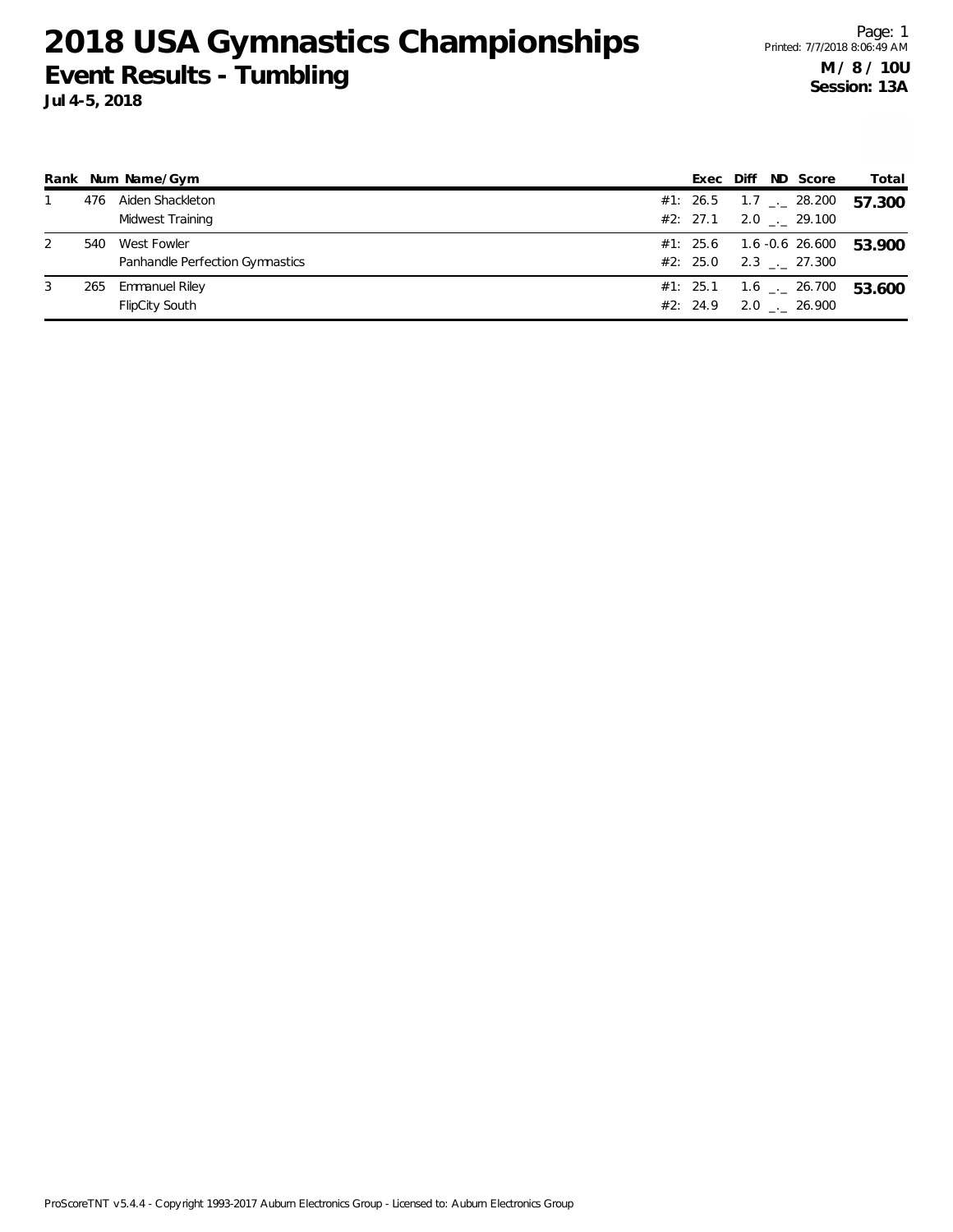# 2018 USA Gymnastics Championships

## Event Results - Tumbling

**Jul 4-5, 2018**

Printed: 7/7/2018 8:06:49 AM

**M / 8 / 10U**
**Session: 13A**

| Rank | Num | Name/Gym | | Exec | Diff | ND | Score | Total |
|---|---|---|---|---|---|---|---|---|
| 1 | 476 | Aiden Shackleton | #1: | 26.5 | 1.7 | _._ | 28.200 | **57.300** |
| | | Midwest Training | #2: | 27.1 | 2.0 | _._ | 29.100 | |
| 2 | 540 | West Fowler | #1: | 25.6 | 1.6 | -0.6 | 26.600 | **53.900** |
| | | Panhandle Perfection Gymnastics | #2: | 25.0 | 2.3 | _._ | 27.300 | |
| 3 | 265 | Emmanuel Riley | #1: | 25.1 | 1.6 | _._ | 26.700 | **53.600** |
| | | FlipCity South | #2: | 24.9 | 2.0 | _._ | 26.900 | |

ProScoreTNT v5.4.4 - Copyright 1993-2017 Auburn Electronics Group - Licensed to: Auburn Electronics Group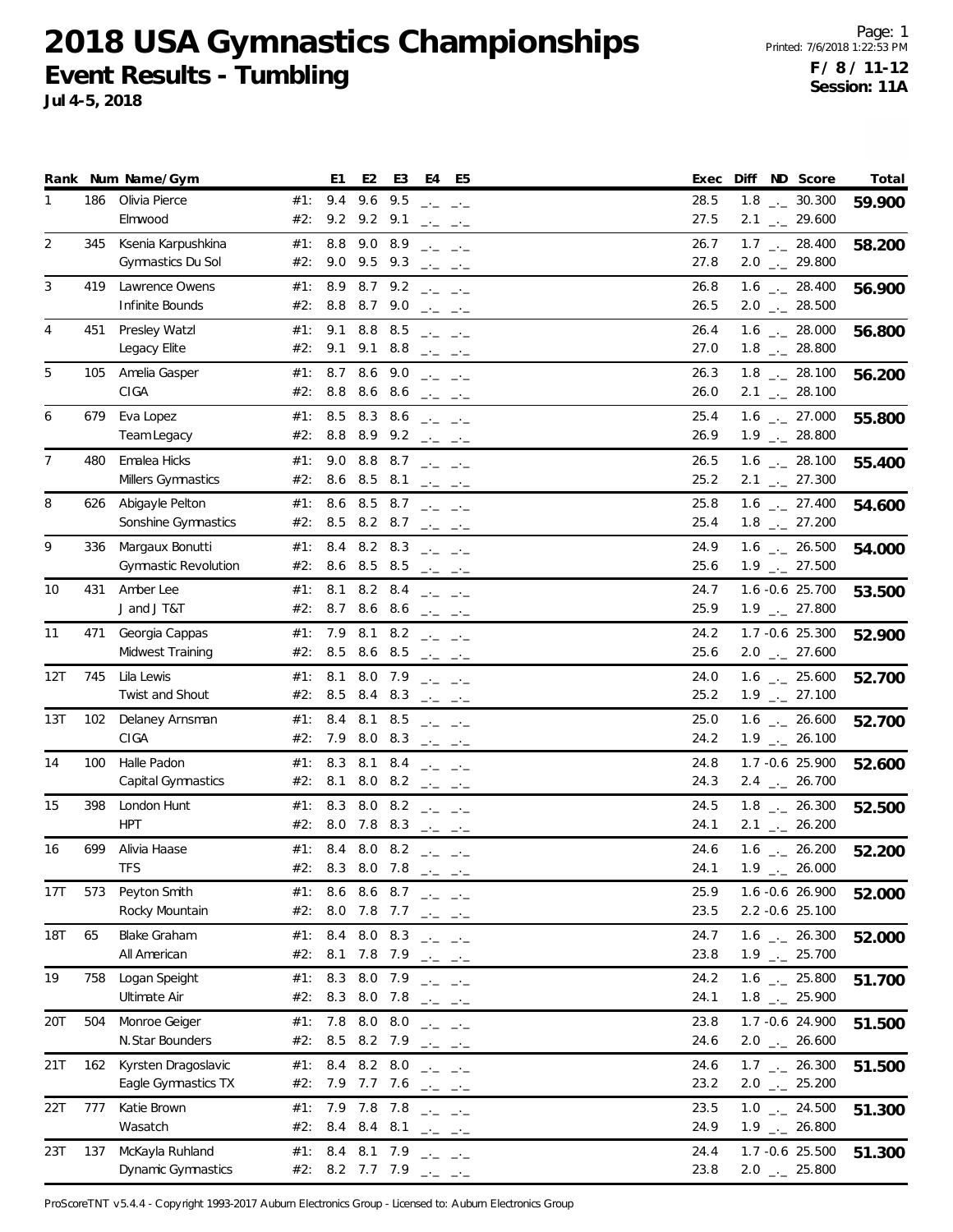# 2018 USA Gymnastics Championships

## Event Results - Tumbling

**Jul 4-5, 2018**

Page: 1
Printed: 7/6/2018 1:22:53 PM

**F / 8 / 11-12**
**Session: 11A**

| Rank | Num | Name/Gym | | E1 | E2 | E3 | E4 | E5 | Exec | Diff | ND | Score | Total |
|---|---|---|---|---|---|---|---|---|---|---|---|---|---|
| 1 | 186 | Olivia Pierce | #1: | 9.4 | 9.6 | 9.5 | _._ | _._ | 28.5 | 1.8 | _._ | 30.300 | **59.900** |
| | | Elmwood | #2: | 9.2 | 9.2 | 9.1 | _._ | _._ | 27.5 | 2.1 | _._ | 29.600 | |
| 2 | 345 | Ksenia Karpushkina | #1: | 8.8 | 9.0 | 8.9 | _._ | _._ | 26.7 | 1.7 | _._ | 28.400 | **58.200** |
| | | Gymnastics Du Sol | #2: | 9.0 | 9.5 | 9.3 | _._ | _._ | 27.8 | 2.0 | _._ | 29.800 | |
| 3 | 419 | Lawrence Owens | #1: | 8.9 | 8.7 | 9.2 | _._ | _._ | 26.8 | 1.6 | _._ | 28.400 | **56.900** |
| | | Infinite Bounds | #2: | 8.8 | 8.7 | 9.0 | _._ | _._ | 26.5 | 2.0 | _._ | 28.500 | |
| 4 | 451 | Presley Watzl | #1: | 9.1 | 8.8 | 8.5 | _._ | _._ | 26.4 | 1.6 | _._ | 28.000 | **56.800** |
| | | Legacy Elite | #2: | 9.1 | 9.1 | 8.8 | _._ | _._ | 27.0 | 1.8 | _._ | 28.800 | |
| 5 | 105 | Amelia Gasper | #1: | 8.7 | 8.6 | 9.0 | _._ | _._ | 26.3 | 1.8 | _._ | 28.100 | **56.200** |
| | | CIGA | #2: | 8.8 | 8.6 | 8.6 | _._ | _._ | 26.0 | 2.1 | _._ | 28.100 | |
| 6 | 679 | Eva Lopez | #1: | 8.5 | 8.3 | 8.6 | _._ | _._ | 25.4 | 1.6 | _._ | 27.000 | **55.800** |
| | | Team Legacy | #2: | 8.8 | 8.9 | 9.2 | _._ | _._ | 26.9 | 1.9 | _._ | 28.800 | |
| 7 | 480 | Emalea Hicks | #1: | 9.0 | 8.8 | 8.7 | _._ | _._ | 26.5 | 1.6 | _._ | 28.100 | **55.400** |
| | | Millers Gymnastics | #2: | 8.6 | 8.5 | 8.1 | _._ | _._ | 25.2 | 2.1 | _._ | 27.300 | |
| 8 | 626 | Abigayle Pelton | #1: | 8.6 | 8.5 | 8.7 | _._ | _._ | 25.8 | 1.6 | _._ | 27.400 | **54.600** |
| | | Sonshine Gymnastics | #2: | 8.5 | 8.2 | 8.7 | _._ | _._ | 25.4 | 1.8 | _._ | 27.200 | |
| 9 | 336 | Margaux Bonutti | #1: | 8.4 | 8.2 | 8.3 | _._ | _._ | 24.9 | 1.6 | _._ | 26.500 | **54.000** |
| | | Gymnastic Revolution | #2: | 8.6 | 8.5 | 8.5 | _._ | _._ | 25.6 | 1.9 | _._ | 27.500 | |
| 10 | 431 | Amber Lee | #1: | 8.1 | 8.2 | 8.4 | _._ | _._ | 24.7 | 1.6 | -0.6 | 25.700 | **53.500** |
| | | J and J T&T | #2: | 8.7 | 8.6 | 8.6 | _._ | _._ | 25.9 | 1.9 | _._ | 27.800 | |
| 11 | 471 | Georgia Cappas | #1: | 7.9 | 8.1 | 8.2 | _._ | _._ | 24.2 | 1.7 | -0.6 | 25.300 | **52.900** |
| | | Midwest Training | #2: | 8.5 | 8.6 | 8.5 | _._ | _._ | 25.6 | 2.0 | _._ | 27.600 | |
| 12T | 745 | Lila Lewis | #1: | 8.1 | 8.0 | 7.9 | _._ | _._ | 24.0 | 1.6 | _._ | 25.600 | **52.700** |
| | | Twist and Shout | #2: | 8.5 | 8.4 | 8.3 | _._ | _._ | 25.2 | 1.9 | _._ | 27.100 | |
| 13T | 102 | Delaney Arnsman | #1: | 8.4 | 8.1 | 8.5 | _._ | _._ | 25.0 | 1.6 | _._ | 26.600 | **52.700** |
| | | CIGA | #2: | 7.9 | 8.0 | 8.3 | _._ | _._ | 24.2 | 1.9 | _._ | 26.100 | |
| 14 | 100 | Halle Padon | #1: | 8.3 | 8.1 | 8.4 | _._ | _._ | 24.8 | 1.7 | -0.6 | 25.900 | **52.600** |
| | | Capital Gymnastics | #2: | 8.1 | 8.0 | 8.2 | _._ | _._ | 24.3 | 2.4 | _._ | 26.700 | |
| 15 | 398 | London Hunt | #1: | 8.3 | 8.0 | 8.2 | _._ | _._ | 24.5 | 1.8 | _._ | 26.300 | **52.500** |
| | | HPT | #2: | 8.0 | 7.8 | 8.3 | _._ | _._ | 24.1 | 2.1 | _._ | 26.200 | |
| 16 | 699 | Alivia Haase | #1: | 8.4 | 8.0 | 8.2 | _._ | _._ | 24.6 | 1.6 | _._ | 26.200 | **52.200** |
| | | TFS | #2: | 8.3 | 8.0 | 7.8 | _._ | _._ | 24.1 | 1.9 | _._ | 26.000 | |
| 17T | 573 | Peyton Smith | #1: | 8.6 | 8.6 | 8.7 | _._ | _._ | 25.9 | 1.6 | -0.6 | 26.900 | **52.000** |
| | | Rocky Mountain | #2: | 8.0 | 7.8 | 7.7 | _._ | _._ | 23.5 | 2.2 | -0.6 | 25.100 | |
| 18T | 65 | Blake Graham | #1: | 8.4 | 8.0 | 8.3 | _._ | _._ | 24.7 | 1.6 | _._ | 26.300 | **52.000** |
| | | All American | #2: | 8.1 | 7.8 | 7.9 | _._ | _._ | 23.8 | 1.9 | _._ | 25.700 | |
| 19 | 758 | Logan Speight | #1: | 8.3 | 8.0 | 7.9 | _._ | _._ | 24.2 | 1.6 | _._ | 25.800 | **51.700** |
| | | Ultimate Air | #2: | 8.3 | 8.0 | 7.8 | _._ | _._ | 24.1 | 1.8 | _._ | 25.900 | |
| 20T | 504 | Monroe Geiger | #1: | 7.8 | 8.0 | 8.0 | _._ | _._ | 23.8 | 1.7 | -0.6 | 24.900 | **51.500** |
| | | N.Star Bounders | #2: | 8.5 | 8.2 | 7.9 | _._ | _._ | 24.6 | 2.0 | _._ | 26.600 | |
| 21T | 162 | Kyrsten Dragoslavic | #1: | 8.4 | 8.2 | 8.0 | _._ | _._ | 24.6 | 1.7 | _._ | 26.300 | **51.500** |
| | | Eagle Gymnastics TX | #2: | 7.9 | 7.7 | 7.6 | _._ | _._ | 23.2 | 2.0 | _._ | 25.200 | |
| 22T | 777 | Katie Brown | #1: | 7.9 | 7.8 | 7.8 | _._ | _._ | 23.5 | 1.0 | _._ | 24.500 | **51.300** |
| | | Wasatch | #2: | 8.4 | 8.4 | 8.1 | _._ | _._ | 24.9 | 1.9 | _._ | 26.800 | |
| 23T | 137 | McKayla Ruhland | #1: | 8.4 | 8.1 | 7.9 | _._ | _._ | 24.4 | 1.7 | -0.6 | 25.500 | **51.300** |
| | | Dynamic Gymnastics | #2: | 8.2 | 7.7 | 7.9 | _._ | _._ | 23.8 | 2.0 | _._ | 25.800 | |

ProScoreTNT v5.4.4 - Copyright 1993-2017 Auburn Electronics Group - Licensed to: Auburn Electronics Group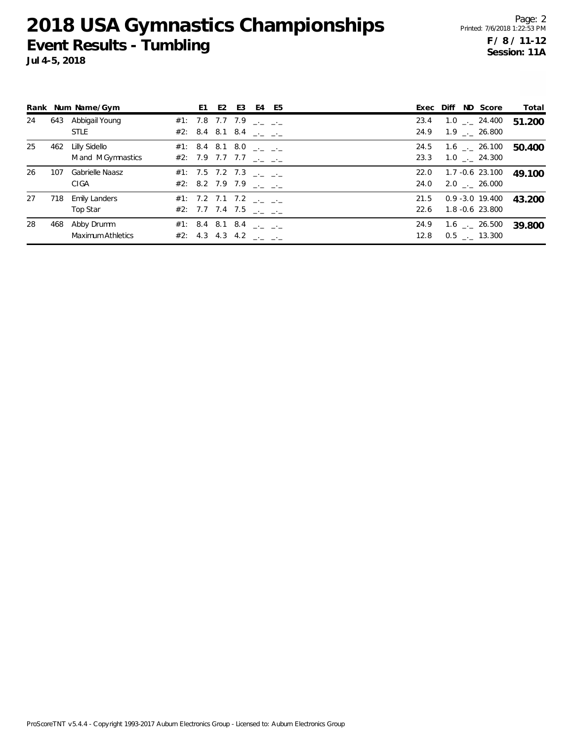# 2018 USA Gymnastics Championships

## Event Results - Tumbling

**Jul 4-5, 2018**

**F / 8 / 11-12**
**Session: 11A**

| Rank | Num | Name/Gym | | E1 | E2 | E3 | E4 | E5 | Exec | Diff | ND | Score | Total |
|---|---|---|---|---|---|---|---|---|---|---|---|---|---|
| 24 | 643 | Abbigail Young | #1: | 7.8 | 7.7 | 7.9 | _._ | _._ | 23.4 | 1.0 | _._ | 24.400 | **51.200** |
| | | STLE | #2: | 8.4 | 8.1 | 8.4 | _._ | _._ | 24.9 | 1.9 | _._ | 26.800 | |
| 25 | 462 | Lilly Sidello | #1: | 8.4 | 8.1 | 8.0 | _._ | _._ | 24.5 | 1.6 | _._ | 26.100 | **50.400** |
| | | M and M Gymnastics | #2: | 7.9 | 7.7 | 7.7 | _._ | _._ | 23.3 | 1.0 | _._ | 24.300 | |
| 26 | 107 | Gabrielle Naasz | #1: | 7.5 | 7.2 | 7.3 | _._ | _._ | 22.0 | 1.7 | -0.6 | 23.100 | **49.100** |
| | | CIGA | #2: | 8.2 | 7.9 | 7.9 | _._ | _._ | 24.0 | 2.0 | _._ | 26.000 | |
| 27 | 718 | Emily Landers | #1: | 7.2 | 7.1 | 7.2 | _._ | _._ | 21.5 | 0.9 | -3.0 | 19.400 | **43.200** |
| | | Top Star | #2: | 7.7 | 7.4 | 7.5 | _._ | _._ | 22.6 | 1.8 | -0.6 | 23.800 | |
| 28 | 468 | Abby Drumm | #1: | 8.4 | 8.1 | 8.4 | _._ | _._ | 24.9 | 1.6 | _._ | 26.500 | **39.800** |
| | | Maximum Athletics | #2: | 4.3 | 4.3 | 4.2 | _._ | _._ | 12.8 | 0.5 | _._ | 13.300 | |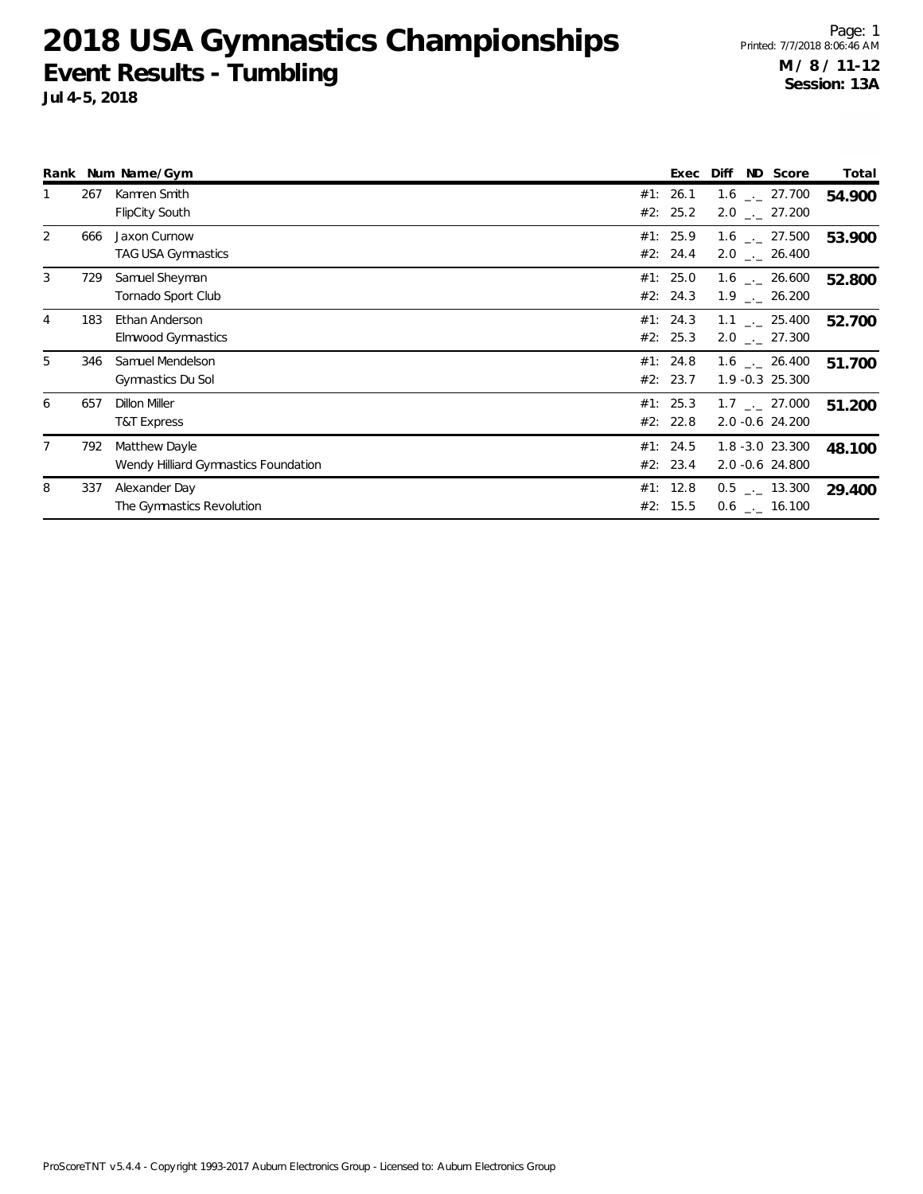# 2018 USA Gymnastics Championships

## Event Results - Tumbling

**Jul 4-5, 2018**

**M / 8 / 11-12**
**Session: 13A**

| Rank | Num | Name/Gym | | Exec | Diff | ND | Score | Total |
|---|---|---|---|---|---|---|---|---|
| 1 | 267 | Kamren Smith | #1: | 26.1 | 1.6 | _._ | 27.700 | **54.900** |
| | | FlipCity South | #2: | 25.2 | 2.0 | _._ | 27.200 | |
| 2 | 666 | Jaxon Curnow | #1: | 25.9 | 1.6 | _._ | 27.500 | **53.900** |
| | | TAG USA Gymnastics | #2: | 24.4 | 2.0 | _._ | 26.400 | |
| 3 | 729 | Samuel Sheyman | #1: | 25.0 | 1.6 | _._ | 26.600 | **52.800** |
| | | Tornado Sport Club | #2: | 24.3 | 1.9 | _._ | 26.200 | |
| 4 | 183 | Ethan Anderson | #1: | 24.3 | 1.1 | _._ | 25.400 | **52.700** |
| | | Elmwood Gymnastics | #2: | 25.3 | 2.0 | _._ | 27.300 | |
| 5 | 346 | Samuel Mendelson | #1: | 24.8 | 1.6 | _._ | 26.400 | **51.700** |
| | | Gymnastics Du Sol | #2: | 23.7 | 1.9 | -0.3 | 25.300 | |
| 6 | 657 | Dillon Miller | #1: | 25.3 | 1.7 | _._ | 27.000 | **51.200** |
| | | T&T Express | #2: | 22.8 | 2.0 | -0.6 | 24.200 | |
| 7 | 792 | Matthew Dayle | #1: | 24.5 | 1.8 | -3.0 | 23.300 | **48.100** |
| | | Wendy Hilliard Gymnastics Foundation | #2: | 23.4 | 2.0 | -0.6 | 24.800 | |
| 8 | 337 | Alexander Day | #1: | 12.8 | 0.5 | _._ | 13.300 | **29.400** |
| | | The Gymnastics Revolution | #2: | 15.5 | 0.6 | _._ | 16.100 | |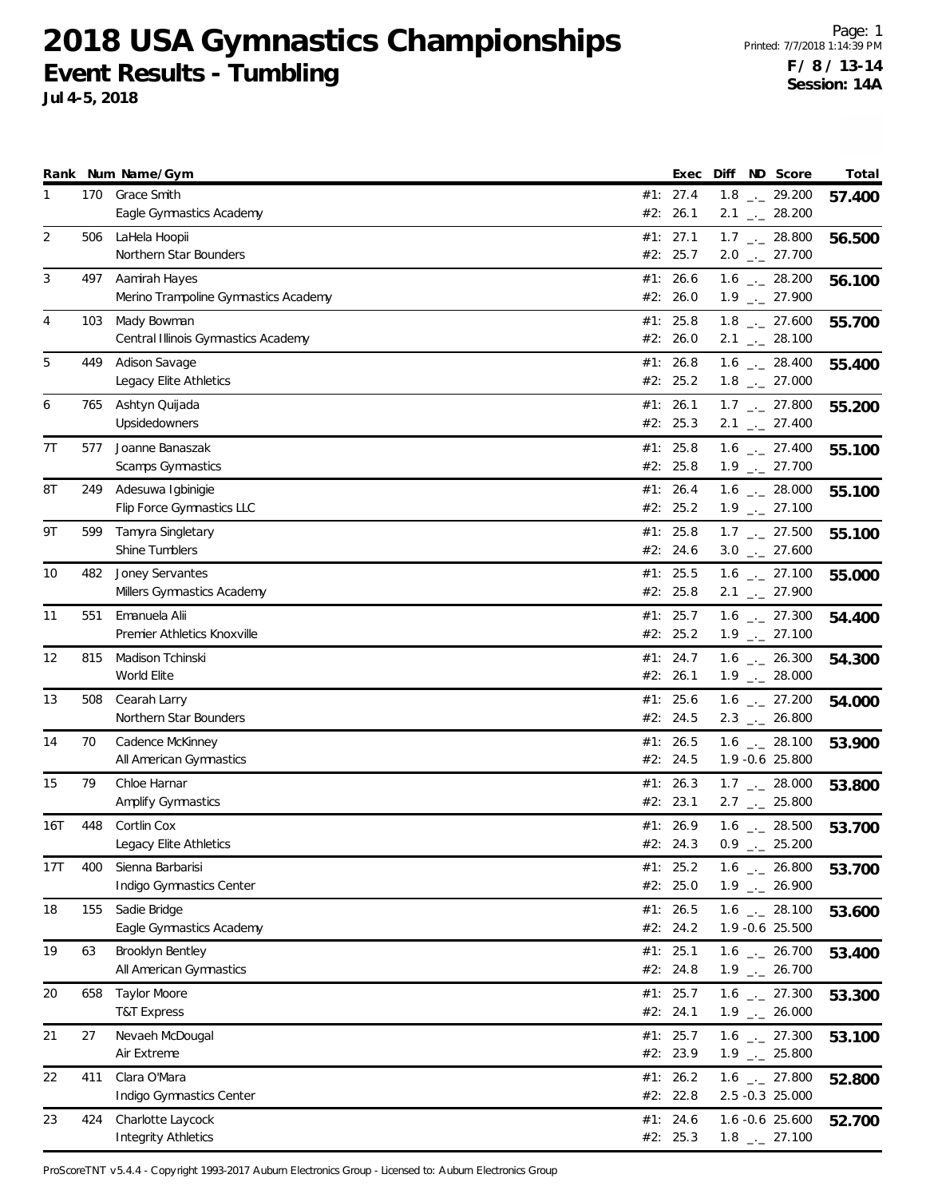# 2018 USA Gymnastics Championships

## Event Results - Tumbling

**Jul 4-5, 2018**

Printed: 7/7/2018 1:14:39 PM

**F / 8 / 13-14**
**Session: 14A**

| Rank | Num | Name/Gym | | Exec | Diff | ND | Score | Total |
|---|---|---|---|---|---|---|---|---|
| 1 | 170 | Grace Smith | #1: | 27.4 | 1.8 | _._ | 29.200 | 57.400 |
| | | Eagle Gymnastics Academy | #2: | 26.1 | 2.1 | _._ | 28.200 | |
| 2 | 506 | LaHela Hoopii | #1: | 27.1 | 1.7 | _._ | 28.800 | 56.500 |
| | | Northern Star Bounders | #2: | 25.7 | 2.0 | _._ | 27.700 | |
| 3 | 497 | Aamirah Hayes | #1: | 26.6 | 1.6 | _._ | 28.200 | 56.100 |
| | | Merino Trampoline Gymnastics Academy | #2: | 26.0 | 1.9 | _._ | 27.900 | |
| 4 | 103 | Mady Bowman | #1: | 25.8 | 1.8 | _._ | 27.600 | 55.700 |
| | | Central Illinois Gymnastics Academy | #2: | 26.0 | 2.1 | _._ | 28.100 | |
| 5 | 449 | Adison Savage | #1: | 26.8 | 1.6 | _._ | 28.400 | 55.400 |
| | | Legacy Elite Athletics | #2: | 25.2 | 1.8 | _._ | 27.000 | |
| 6 | 765 | Ashtyn Quijada | #1: | 26.1 | 1.7 | _._ | 27.800 | 55.200 |
| | | Upsidedowners | #2: | 25.3 | 2.1 | _._ | 27.400 | |
| 7T | 577 | Joanne Banaszak | #1: | 25.8 | 1.6 | _._ | 27.400 | 55.100 |
| | | Scamps Gymnastics | #2: | 25.8 | 1.9 | _._ | 27.700 | |
| 8T | 249 | Adesuwa Igbinigie | #1: | 26.4 | 1.6 | _._ | 28.000 | 55.100 |
| | | Flip Force Gymnastics LLC | #2: | 25.2 | 1.9 | _._ | 27.100 | |
| 9T | 599 | Tamyra Singletary | #1: | 25.8 | 1.7 | _._ | 27.500 | 55.100 |
| | | Shine Tumblers | #2: | 24.6 | 3.0 | _._ | 27.600 | |
| 10 | 482 | Joney Servantes | #1: | 25.5 | 1.6 | _._ | 27.100 | 55.000 |
| | | Millers Gymnastics Academy | #2: | 25.8 | 2.1 | _._ | 27.900 | |
| 11 | 551 | Emanuela Alii | #1: | 25.7 | 1.6 | _._ | 27.300 | 54.400 |
| | | Premier Athletics Knoxville | #2: | 25.2 | 1.9 | _._ | 27.100 | |
| 12 | 815 | Madison Tchinski | #1: | 24.7 | 1.6 | _._ | 26.300 | 54.300 |
| | | World Elite | #2: | 26.1 | 1.9 | _._ | 28.000 | |
| 13 | 508 | Cearah Larry | #1: | 25.6 | 1.6 | _._ | 27.200 | 54.000 |
| | | Northern Star Bounders | #2: | 24.5 | 2.3 | _._ | 26.800 | |
| 14 | 70 | Cadence McKinney | #1: | 26.5 | 1.6 | _._ | 28.100 | 53.900 |
| | | All American Gymnastics | #2: | 24.5 | 1.9 | -0.6 | 25.800 | |
| 15 | 79 | Chloe Harnar | #1: | 26.3 | 1.7 | _._ | 28.000 | 53.800 |
| | | Amplify Gymnastics | #2: | 23.1 | 2.7 | _._ | 25.800 | |
| 16T | 448 | Cortlin Cox | #1: | 26.9 | 1.6 | _._ | 28.500 | 53.700 |
| | | Legacy Elite Athletics | #2: | 24.3 | 0.9 | _._ | 25.200 | |
| 17T | 400 | Sienna Barbarisi | #1: | 25.2 | 1.6 | _._ | 26.800 | 53.700 |
| | | Indigo Gymnastics Center | #2: | 25.0 | 1.9 | _._ | 26.900 | |
| 18 | 155 | Sadie Bridge | #1: | 26.5 | 1.6 | _._ | 28.100 | 53.600 |
| | | Eagle Gymnastics Academy | #2: | 24.2 | 1.9 | -0.6 | 25.500 | |
| 19 | 63 | Brooklyn Bentley | #1: | 25.1 | 1.6 | _._ | 26.700 | 53.400 |
| | | All American Gymnastics | #2: | 24.8 | 1.9 | _._ | 26.700 | |
| 20 | 658 | Taylor Moore | #1: | 25.7 | 1.6 | _._ | 27.300 | 53.300 |
| | | T&T Express | #2: | 24.1 | 1.9 | _._ | 26.000 | |
| 21 | 27 | Nevaeh McDougal | #1: | 25.7 | 1.6 | _._ | 27.300 | 53.100 |
| | | Air Extreme | #2: | 23.9 | 1.9 | _._ | 25.800 | |
| 22 | 411 | Clara O'Mara | #1: | 26.2 | 1.6 | _._ | 27.800 | 52.800 |
| | | Indigo Gymnastics Center | #2: | 22.8 | 2.5 | -0.3 | 25.000 | |
| 23 | 424 | Charlotte Laycock | #1: | 24.6 | 1.6 | -0.6 | 25.600 | 52.700 |
| | | Integrity Athletics | #2: | 25.3 | 1.8 | _._ | 27.100 | |

ProScoreTNT v5.4.4 - Copyright 1993-2017 Auburn Electronics Group - Licensed to: Auburn Electronics Group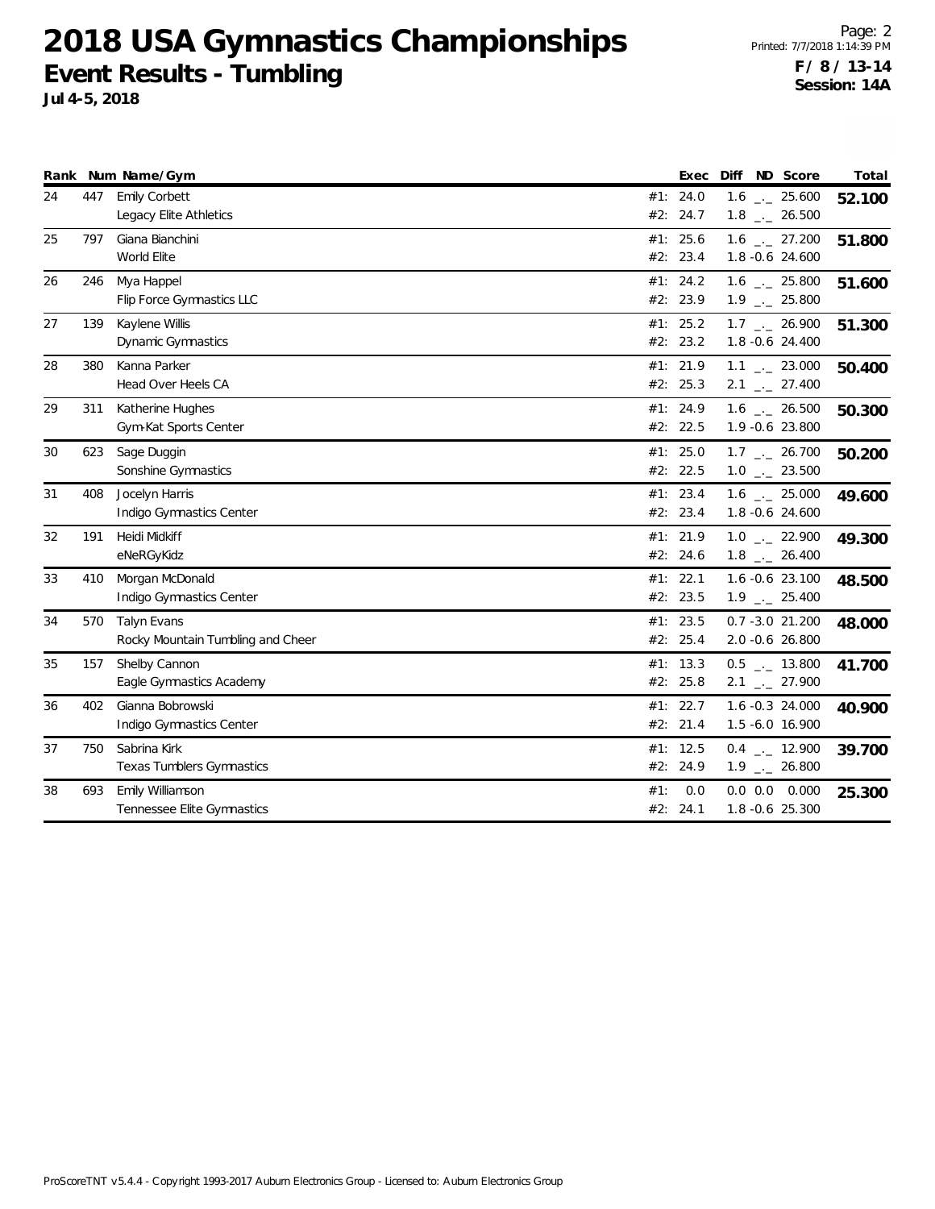# 2018 USA Gymnastics Championships

## Event Results - Tumbling

**Jul 4-5, 2018**

Printed: 7/7/2018 1:14:39 PM

**F / 8 / 13-14**
**Session: 14A**

| Rank | Num | Name/Gym | | Exec | Diff | ND | Score | Total |
|---|---|---|---|---|---|---|---|---|
| 24 | 447 | Emily Corbett | #1: | 24.0 | 1.6 | _._ | 25.600 | **52.100** |
| | | Legacy Elite Athletics | #2: | 24.7 | 1.8 | _._ | 26.500 | |
| 25 | 797 | Giana Bianchini | #1: | 25.6 | 1.6 | _._ | 27.200 | **51.800** |
| | | World Elite | #2: | 23.4 | 1.8 | -0.6 | 24.600 | |
| 26 | 246 | Mya Happel | #1: | 24.2 | 1.6 | _._ | 25.800 | **51.600** |
| | | Flip Force Gymnastics LLC | #2: | 23.9 | 1.9 | _._ | 25.800 | |
| 27 | 139 | Kaylene Willis | #1: | 25.2 | 1.7 | _._ | 26.900 | **51.300** |
| | | Dynamic Gymnastics | #2: | 23.2 | 1.8 | -0.6 | 24.400 | |
| 28 | 380 | Kanna Parker | #1: | 21.9 | 1.1 | _._ | 23.000 | **50.400** |
| | | Head Over Heels CA | #2: | 25.3 | 2.1 | _._ | 27.400 | |
| 29 | 311 | Katherine Hughes | #1: | 24.9 | 1.6 | _._ | 26.500 | **50.300** |
| | | Gym-Kat Sports Center | #2: | 22.5 | 1.9 | -0.6 | 23.800 | |
| 30 | 623 | Sage Duggin | #1: | 25.0 | 1.7 | _._ | 26.700 | **50.200** |
| | | Sonshine Gymnastics | #2: | 22.5 | 1.0 | _._ | 23.500 | |
| 31 | 408 | Jocelyn Harris | #1: | 23.4 | 1.6 | _._ | 25.000 | **49.600** |
| | | Indigo Gymnastics Center | #2: | 23.4 | 1.8 | -0.6 | 24.600 | |
| 32 | 191 | Heidi Midkiff | #1: | 21.9 | 1.0 | _._ | 22.900 | **49.300** |
| | | eNeRGyKidz | #2: | 24.6 | 1.8 | _._ | 26.400 | |
| 33 | 410 | Morgan McDonald | #1: | 22.1 | 1.6 | -0.6 | 23.100 | **48.500** |
| | | Indigo Gymnastics Center | #2: | 23.5 | 1.9 | _._ | 25.400 | |
| 34 | 570 | Talyn Evans | #1: | 23.5 | 0.7 | -3.0 | 21.200 | **48.000** |
| | | Rocky Mountain Tumbling and Cheer | #2: | 25.4 | 2.0 | -0.6 | 26.800 | |
| 35 | 157 | Shelby Cannon | #1: | 13.3 | 0.5 | _._ | 13.800 | **41.700** |
| | | Eagle Gymnastics Academy | #2: | 25.8 | 2.1 | _._ | 27.900 | |
| 36 | 402 | Gianna Bobrowski | #1: | 22.7 | 1.6 | -0.3 | 24.000 | **40.900** |
| | | Indigo Gymnastics Center | #2: | 21.4 | 1.5 | -6.0 | 16.900 | |
| 37 | 750 | Sabrina Kirk | #1: | 12.5 | 0.4 | _._ | 12.900 | **39.700** |
| | | Texas Tumblers Gymnastics | #2: | 24.9 | 1.9 | _._ | 26.800 | |
| 38 | 693 | Emily Williamson | #1: | 0.0 | 0.0 | 0.0 | 0.000 | **25.300** |
| | | Tennessee Elite Gymnastics | #2: | 24.1 | 1.8 | -0.6 | 25.300 | |

ProScoreTNT v5.4.4 - Copyright 1993-2017 Auburn Electronics Group - Licensed to: Auburn Electronics Group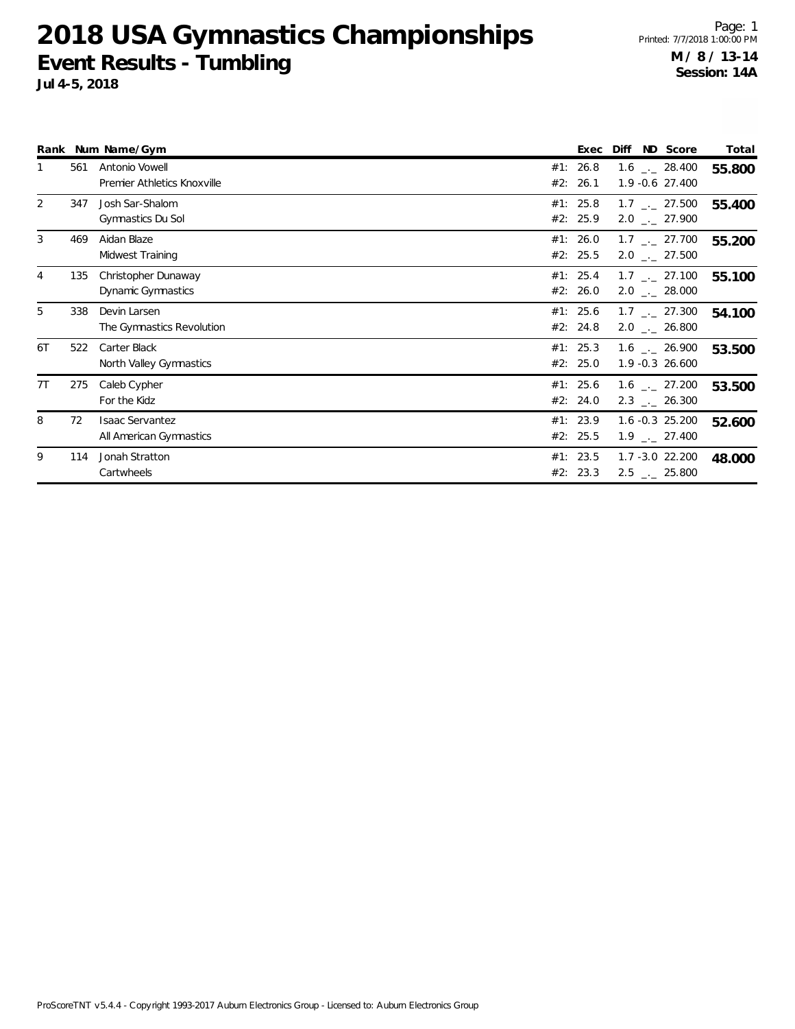# 2018 USA Gymnastics Championships

## Event Results - Tumbling

**Jul 4-5, 2018**

Page: 1
Printed: 7/7/2018 1:00:00 PM

**M / 8 / 13-14**
**Session: 14A**

| Rank | Num | Name/Gym | | Exec | Diff | ND | Score | Total |
|---|---|---|---|---|---|---|---|---|
| 1 | 561 | Antonio Vowell | #1: | 26.8 | 1.6 | _._ | 28.400 | **55.800** |
| | | Premier Athletics Knoxville | #2: | 26.1 | 1.9 | -0.6 | 27.400 | |
| 2 | 347 | Josh Sar-Shalom | #1: | 25.8 | 1.7 | _._ | 27.500 | **55.400** |
| | | Gymnastics Du Sol | #2: | 25.9 | 2.0 | _._ | 27.900 | |
| 3 | 469 | Aidan Blaze | #1: | 26.0 | 1.7 | _._ | 27.700 | **55.200** |
| | | Midwest Training | #2: | 25.5 | 2.0 | _._ | 27.500 | |
| 4 | 135 | Christopher Dunaway | #1: | 25.4 | 1.7 | _._ | 27.100 | **55.100** |
| | | Dynamic Gymnastics | #2: | 26.0 | 2.0 | _._ | 28.000 | |
| 5 | 338 | Devin Larsen | #1: | 25.6 | 1.7 | _._ | 27.300 | **54.100** |
| | | The Gymnastics Revolution | #2: | 24.8 | 2.0 | _._ | 26.800 | |
| 6T | 522 | Carter Black | #1: | 25.3 | 1.6 | _._ | 26.900 | **53.500** |
| | | North Valley Gymnastics | #2: | 25.0 | 1.9 | -0.3 | 26.600 | |
| 7T | 275 | Caleb Cypher | #1: | 25.6 | 1.6 | _._ | 27.200 | **53.500** |
| | | For the Kidz | #2: | 24.0 | 2.3 | _._ | 26.300 | |
| 8 | 72 | Isaac Servantez | #1: | 23.9 | 1.6 | -0.3 | 25.200 | **52.600** |
| | | All American Gymnastics | #2: | 25.5 | 1.9 | _._ | 27.400 | |
| 9 | 114 | Jonah Stratton | #1: | 23.5 | 1.7 | -3.0 | 22.200 | **48.000** |
| | | Cartwheels | #2: | 23.3 | 2.5 | _._ | 25.800 | |

ProScoreTNT v5.4.4 - Copyright 1993-2017 Auburn Electronics Group - Licensed to: Auburn Electronics Group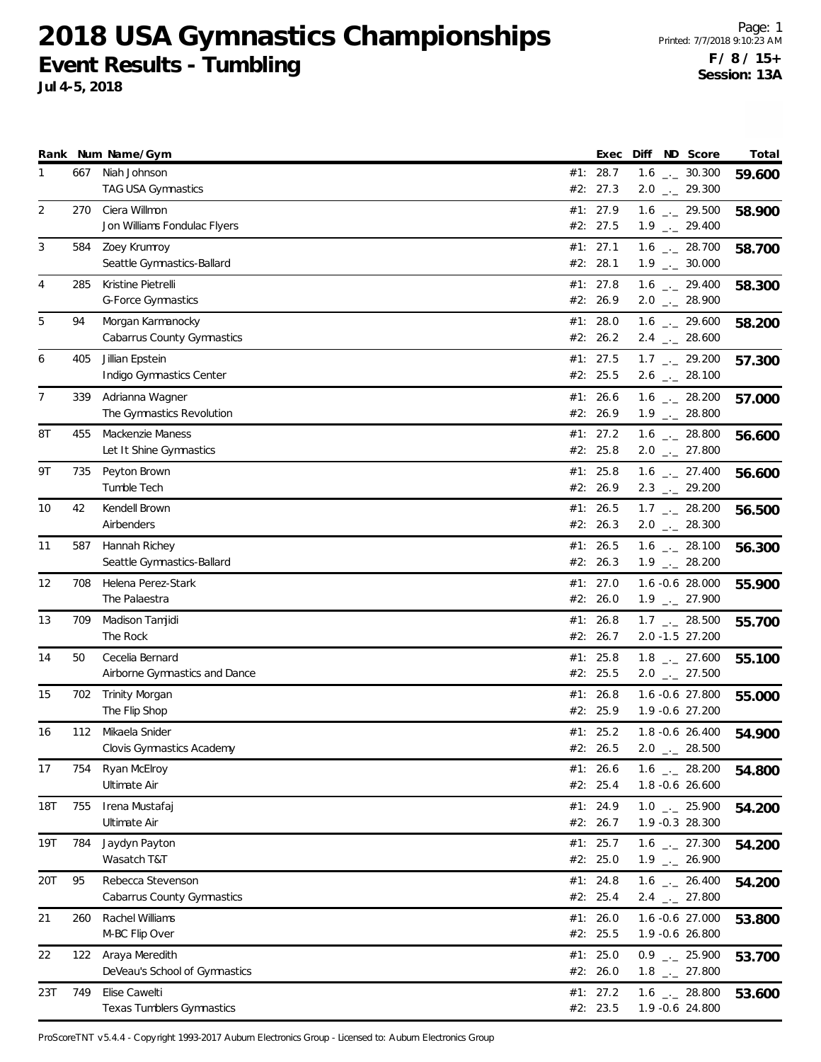# 2018 USA Gymnastics Championships

## Event Results - Tumbling

**Jul 4-5, 2018**

**F / 8 / 15+**
**Session: 13A**

| Rank | Num | Name/Gym | | Exec | Diff | ND | Score | Total |
|---|---|---|---|---|---|---|---|---|
| 1 | 667 | Niah Johnson | #1: | 28.7 | 1.6 | _._ | 30.300 | **59.600** |
| | | TAG USA Gymnastics | #2: | 27.3 | 2.0 | _._ | 29.300 | |
| 2 | 270 | Ciera Willmon | #1: | 27.9 | 1.6 | _._ | 29.500 | **58.900** |
| | | Jon Williams Fondulac Flyers | #2: | 27.5 | 1.9 | _._ | 29.400 | |
| 3 | 584 | Zoey Krumroy | #1: | 27.1 | 1.6 | _._ | 28.700 | **58.700** |
| | | Seattle Gymnastics-Ballard | #2: | 28.1 | 1.9 | _._ | 30.000 | |
| 4 | 285 | Kristine Pietrelli | #1: | 27.8 | 1.6 | _._ | 29.400 | **58.300** |
| | | G-Force Gymnastics | #2: | 26.9 | 2.0 | _._ | 28.900 | |
| 5 | 94 | Morgan Karmanocky | #1: | 28.0 | 1.6 | _._ | 29.600 | **58.200** |
| | | Cabarrus County Gymnastics | #2: | 26.2 | 2.4 | _._ | 28.600 | |
| 6 | 405 | Jillian Epstein | #1: | 27.5 | 1.7 | _._ | 29.200 | **57.300** |
| | | Indigo Gymnastics Center | #2: | 25.5 | 2.6 | _._ | 28.100 | |
| 7 | 339 | Adrianna Wagner | #1: | 26.6 | 1.6 | _._ | 28.200 | **57.000** |
| | | The Gymnastics Revolution | #2: | 26.9 | 1.9 | _._ | 28.800 | |
| 8T | 455 | Mackenzie Maness | #1: | 27.2 | 1.6 | _._ | 28.800 | **56.600** |
| | | Let It Shine Gymnastics | #2: | 25.8 | 2.0 | _._ | 27.800 | |
| 9T | 735 | Peyton Brown | #1: | 25.8 | 1.6 | _._ | 27.400 | **56.600** |
| | | Tumble Tech | #2: | 26.9 | 2.3 | _._ | 29.200 | |
| 10 | 42 | Kendell Brown | #1: | 26.5 | 1.7 | _._ | 28.200 | **56.500** |
| | | Airbenders | #2: | 26.3 | 2.0 | _._ | 28.300 | |
| 11 | 587 | Hannah Richey | #1: | 26.5 | 1.6 | _._ | 28.100 | **56.300** |
| | | Seattle Gymnastics-Ballard | #2: | 26.3 | 1.9 | _._ | 28.200 | |
| 12 | 708 | Helena Perez-Stark | #1: | 27.0 | 1.6 | -0.6 | 28.000 | **55.900** |
| | | The Palaestra | #2: | 26.0 | 1.9 | _._ | 27.900 | |
| 13 | 709 | Madison Tamjidi | #1: | 26.8 | 1.7 | _._ | 28.500 | **55.700** |
| | | The Rock | #2: | 26.7 | 2.0 | -1.5 | 27.200 | |
| 14 | 50 | Cecelia Bernard | #1: | 25.8 | 1.8 | _._ | 27.600 | **55.100** |
| | | Airborne Gymnastics and Dance | #2: | 25.5 | 2.0 | _._ | 27.500 | |
| 15 | 702 | Trinity Morgan | #1: | 26.8 | 1.6 | -0.6 | 27.800 | **55.000** |
| | | The Flip Shop | #2: | 25.9 | 1.9 | -0.6 | 27.200 | |
| 16 | 112 | Mikaela Snider | #1: | 25.2 | 1.8 | -0.6 | 26.400 | **54.900** |
| | | Clovis Gymnastics Academy | #2: | 26.5 | 2.0 | _._ | 28.500 | |
| 17 | 754 | Ryan McElroy | #1: | 26.6 | 1.6 | _._ | 28.200 | **54.800** |
| | | Ultimate Air | #2: | 25.4 | 1.8 | -0.6 | 26.600 | |
| 18T | 755 | Irena Mustafaj | #1: | 24.9 | 1.0 | _._ | 25.900 | **54.200** |
| | | Ultimate Air | #2: | 26.7 | 1.9 | -0.3 | 28.300 | |
| 19T | 784 | Jaydyn Payton | #1: | 25.7 | 1.6 | _._ | 27.300 | **54.200** |
| | | Wasatch T&T | #2: | 25.0 | 1.9 | _._ | 26.900 | |
| 20T | 95 | Rebecca Stevenson | #1: | 24.8 | 1.6 | _._ | 26.400 | **54.200** |
| | | Cabarrus County Gymnastics | #2: | 25.4 | 2.4 | _._ | 27.800 | |
| 21 | 260 | Rachel Williams | #1: | 26.0 | 1.6 | -0.6 | 27.000 | **53.800** |
| | | M-BC Flip Over | #2: | 25.5 | 1.9 | -0.6 | 26.800 | |
| 22 | 122 | Araya Meredith | #1: | 25.0 | 0.9 | _._ | 25.900 | **53.700** |
| | | DeVeau's School of Gymnastics | #2: | 26.0 | 1.8 | _._ | 27.800 | |
| 23T | 749 | Elise Cawelti | #1: | 27.2 | 1.6 | _._ | 28.800 | **53.600** |
| | | Texas Tumblers Gymnastics | #2: | 23.5 | 1.9 | -0.6 | 24.800 | |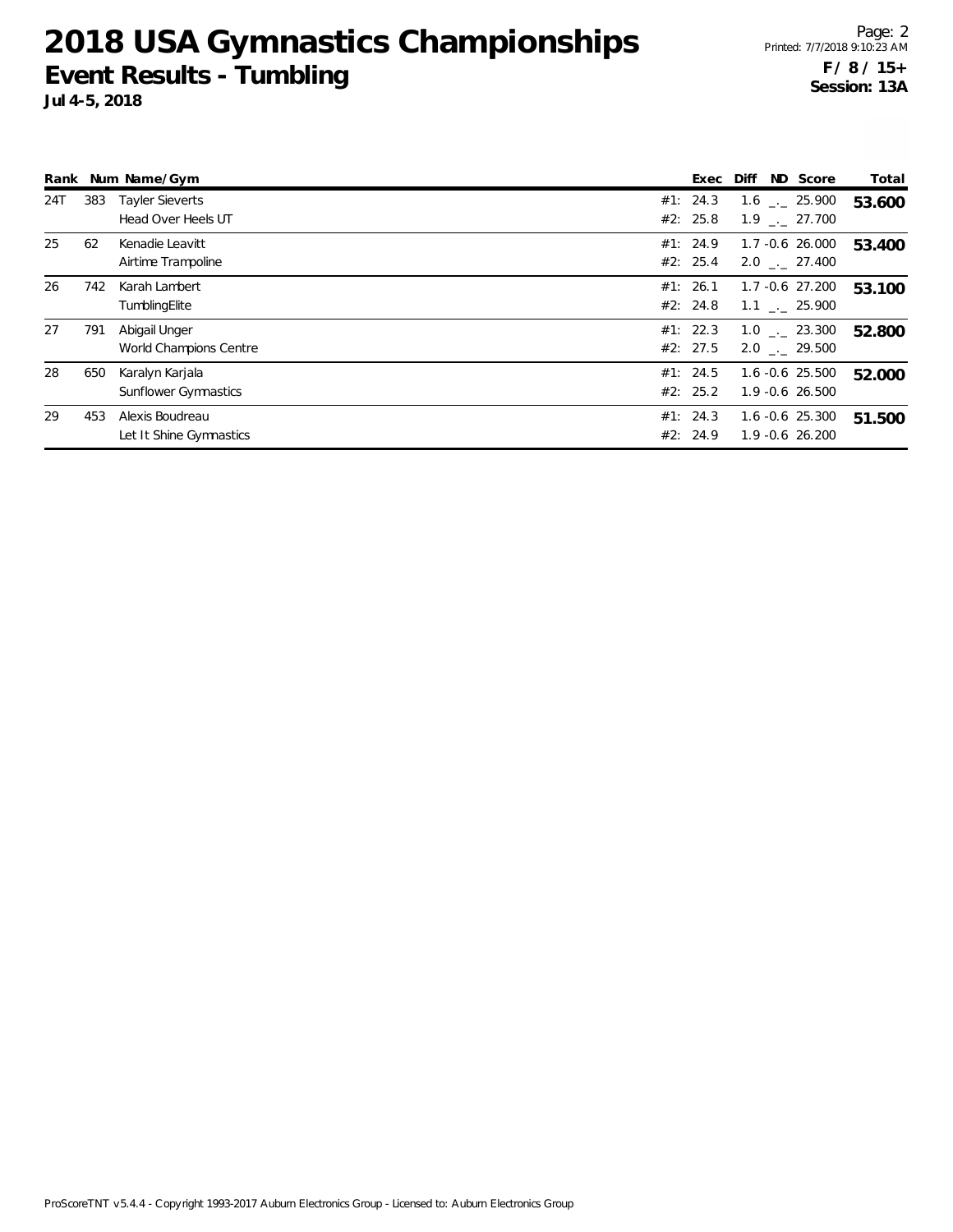# 2018 USA Gymnastics Championships

## Event Results - Tumbling

**Jul 4-5, 2018**

**F / 8 / 15+**
**Session: 13A**

| Rank | Num | Name/Gym | | Exec | Diff | ND | Score | Total |
|---|---|---|---|---|---|---|---|---|
| 24T | 383 | Tayler Sieverts | #1: | 24.3 | 1.6 | _._ | 25.900 | **53.600** |
| | | Head Over Heels UT | #2: | 25.8 | 1.9 | _._ | 27.700 | |
| 25 | 62 | Kenadie Leavitt | #1: | 24.9 | 1.7 | -0.6 | 26.000 | **53.400** |
| | | Airtime Trampoline | #2: | 25.4 | 2.0 | _._ | 27.400 | |
| 26 | 742 | Karah Lambert | #1: | 26.1 | 1.7 | -0.6 | 27.200 | **53.100** |
| | | TumblingElite | #2: | 24.8 | 1.1 | _._ | 25.900 | |
| 27 | 791 | Abigail Unger | #1: | 22.3 | 1.0 | _._ | 23.300 | **52.800** |
| | | World Champions Centre | #2: | 27.5 | 2.0 | _._ | 29.500 | |
| 28 | 650 | Karalyn Karjala | #1: | 24.5 | 1.6 | -0.6 | 25.500 | **52.000** |
| | | Sunflower Gymnastics | #2: | 25.2 | 1.9 | -0.6 | 26.500 | |
| 29 | 453 | Alexis Boudreau | #1: | 24.3 | 1.6 | -0.6 | 25.300 | **51.500** |
| | | Let It Shine Gymnastics | #2: | 24.9 | 1.9 | -0.6 | 26.200 | |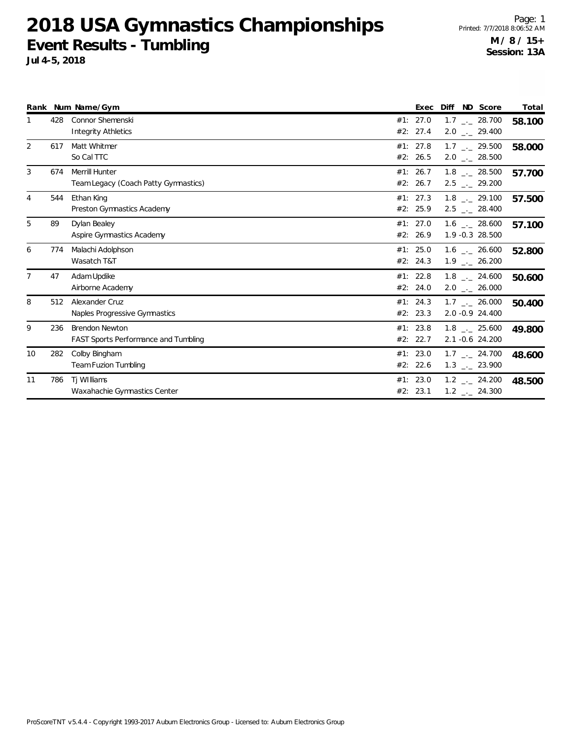# 2018 USA Gymnastics Championships

## Event Results - Tumbling

**Jul 4-5, 2018**

**M / 8 / 15+**
**Session: 13A**

| Rank | Num | Name/Gym | | Exec | Diff | ND | Score | Total |
|---|---|---|---|---|---|---|---|---|
| 1 | 428 | Connor Shemenski | #1: | 27.0 | 1.7 | _._ | 28.700 | **58.100** |
| | | Integrity Athletics | #2: | 27.4 | 2.0 | _._ | 29.400 | |
| 2 | 617 | Matt Whitmer | #1: | 27.8 | 1.7 | _._ | 29.500 | **58.000** |
| | | So Cal TTC | #2: | 26.5 | 2.0 | _._ | 28.500 | |
| 3 | 674 | Merrill Hunter | #1: | 26.7 | 1.8 | _._ | 28.500 | **57.700** |
| | | Team Legacy (Coach Patty Gymnastics) | #2: | 26.7 | 2.5 | _._ | 29.200 | |
| 4 | 544 | Ethan King | #1: | 27.3 | 1.8 | _._ | 29.100 | **57.500** |
| | | Preston Gymnastics Academy | #2: | 25.9 | 2.5 | _._ | 28.400 | |
| 5 | 89 | Dylan Bealey | #1: | 27.0 | 1.6 | _._ | 28.600 | **57.100** |
| | | Aspire Gymnastics Academy | #2: | 26.9 | 1.9 | -0.3 | 28.500 | |
| 6 | 774 | Malachi Adolphson | #1: | 25.0 | 1.6 | _._ | 26.600 | **52.800** |
| | | Wasatch T&T | #2: | 24.3 | 1.9 | _._ | 26.200 | |
| 7 | 47 | Adam Updike | #1: | 22.8 | 1.8 | _._ | 24.600 | **50.600** |
| | | Airborne Academy | #2: | 24.0 | 2.0 | _._ | 26.000 | |
| 8 | 512 | Alexander Cruz | #1: | 24.3 | 1.7 | _._ | 26.000 | **50.400** |
| | | Naples Progressive Gymnastics | #2: | 23.3 | 2.0 | -0.9 | 24.400 | |
| 9 | 236 | Brendon Newton | #1: | 23.8 | 1.8 | _._ | 25.600 | **49.800** |
| | | FAST Sports Performance and Tumbling | #2: | 22.7 | 2.1 | -0.6 | 24.200 | |
| 10 | 282 | Colby Bingham | #1: | 23.0 | 1.7 | _._ | 24.700 | **48.600** |
| | | Team Fuzion Tumbling | #2: | 22.6 | 1.3 | _._ | 23.900 | |
| 11 | 786 | Tj WIlliams | #1: | 23.0 | 1.2 | _._ | 24.200 | **48.500** |
| | | Waxahachie Gymnastics Center | #2: | 23.1 | 1.2 | _._ | 24.300 | |

ProScoreTNT v5.4.4 - Copyright 1993-2017 Auburn Electronics Group - Licensed to: Auburn Electronics Group